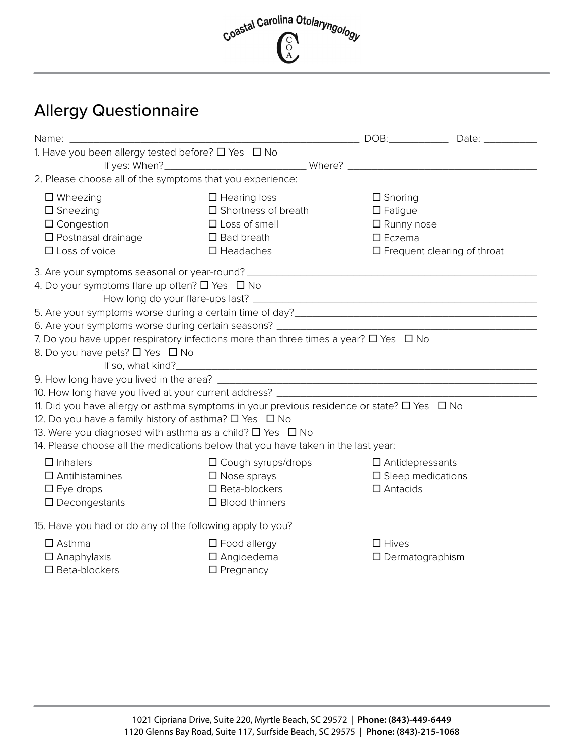Coastal Carolina Otolaryngology

COA

# Allergy Questionnaire

Name: ______________________________ DOB:__________ Date: __________

1. Have you been allergy tested before? ☐ Yes ☐ No

   If yes: When?______________________ Where? ______________________________

2. Please choose all of the symptoms that you experience:

| | | |
|---|---|---|
| ☐ Wheezing | ☐ Hearing loss | ☐ Snoring |
| ☐ Sneezing | ☐ Shortness of breath | ☐ Fatigue |
| ☐ Congestion | ☐ Loss of smell | ☐ Runny nose |
| ☐ Postnasal drainage | ☐ Bad breath | ☐ Eczema |
| ☐ Loss of voice | ☐ Headaches | ☐ Frequent clearing of throat |

3. Are your symptoms seasonal or year-round? ______________________________
4. Do your symptoms flare up often? ☐ Yes ☐ No

   How long do your flare-ups last? ______________________________
5. Are your symptoms worse during a certain time of day?______________________________
6. Are your symptoms worse during certain seasons? ______________________________
7. Do you have upper respiratory infections more than three times a year? ☐ Yes ☐ No
8. Do you have pets? ☐ Yes ☐ No

   If so, what kind?______________________________
9. How long have you lived in the area? ______________________________
10. How long have you lived at your current address? ______________________________
11. Did you have allergy or asthma symptoms in your previous residence or state? ☐ Yes ☐ No
12. Do you have a family history of asthma? ☐ Yes ☐ No
13. Were you diagnosed with asthma as a child? ☐ Yes ☐ No
14. Please choose all the medications below that you have taken in the last year:

| | | |
|---|---|---|
| ☐ Inhalers | ☐ Cough syrups/drops | ☐ Antidepressants |
| ☐ Antihistamines | ☐ Nose sprays | ☐ Sleep medications |
| ☐ Eye drops | ☐ Beta-blockers | ☐ Antacids |
| ☐ Decongestants | ☐ Blood thinners | |

15. Have you had or do any of the following apply to you?

| | | |
|---|---|---|
| ☐ Asthma | ☐ Food allergy | ☐ Hives |
| ☐ Anaphylaxis | ☐ Angioedema | ☐ Dermatographism |
| ☐ Beta-blockers | ☐ Pregnancy | |

1021 Cipriana Drive, Suite 220, Myrtle Beach, SC 29572 | **Phone: (843)-449-6449**
1120 Glenns Bay Road, Suite 117, Surfside Beach, SC 29575 | **Phone: (843)-215-1068**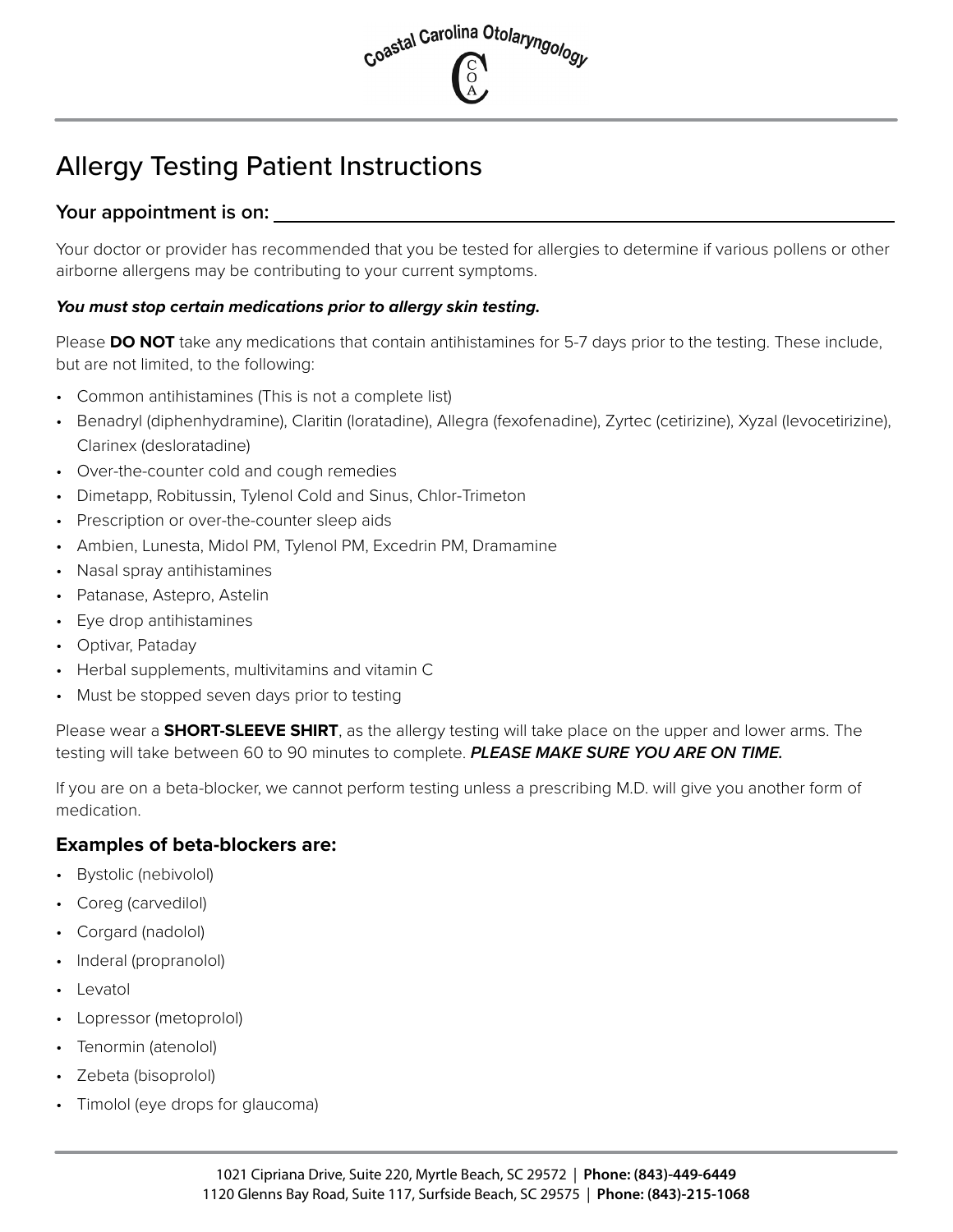Coastal Carolina Otolaryngology

# Allergy Testing Patient Instructions

### Your appointment is on: ____________________

Your doctor or provider has recommended that you be tested for allergies to determine if various pollens or other airborne allergens may be contributing to your current symptoms.

***You must stop certain medications prior to allergy skin testing.***

Please **DO NOT** take any medications that contain antihistamines for 5-7 days prior to the testing. These include, but are not limited, to the following:

- Common antihistamines (This is not a complete list)
- Benadryl (diphenhydramine), Claritin (loratadine), Allegra (fexofenadine), Zyrtec (cetirizine), Xyzal (levocetirizine), Clarinex (desloratadine)
- Over-the-counter cold and cough remedies
- Dimetapp, Robitussin, Tylenol Cold and Sinus, Chlor-Trimeton
- Prescription or over-the-counter sleep aids
- Ambien, Lunesta, Midol PM, Tylenol PM, Excedrin PM, Dramamine
- Nasal spray antihistamines
- Patanase, Astepro, Astelin
- Eye drop antihistamines
- Optivar, Pataday
- Herbal supplements, multivitamins and vitamin C
- Must be stopped seven days prior to testing

Please wear a **SHORT-SLEEVE SHIRT**, as the allergy testing will take place on the upper and lower arms. The testing will take between 60 to 90 minutes to complete. ***PLEASE MAKE SURE YOU ARE ON TIME.***

If you are on a beta-blocker, we cannot perform testing unless a prescribing M.D. will give you another form of medication.

### Examples of beta-blockers are:

- Bystolic (nebivolol)
- Coreg (carvedilol)
- Corgard (nadolol)
- Inderal (propranolol)
- Levatol
- Lopressor (metoprolol)
- Tenormin (atenolol)
- Zebeta (bisoprolol)
- Timolol (eye drops for glaucoma)

1021 Cipriana Drive, Suite 220, Myrtle Beach, SC 29572 | **Phone: (843)-449-6449**
1120 Glenns Bay Road, Suite 117, Surfside Beach, SC 29575 | **Phone: (843)-215-1068**